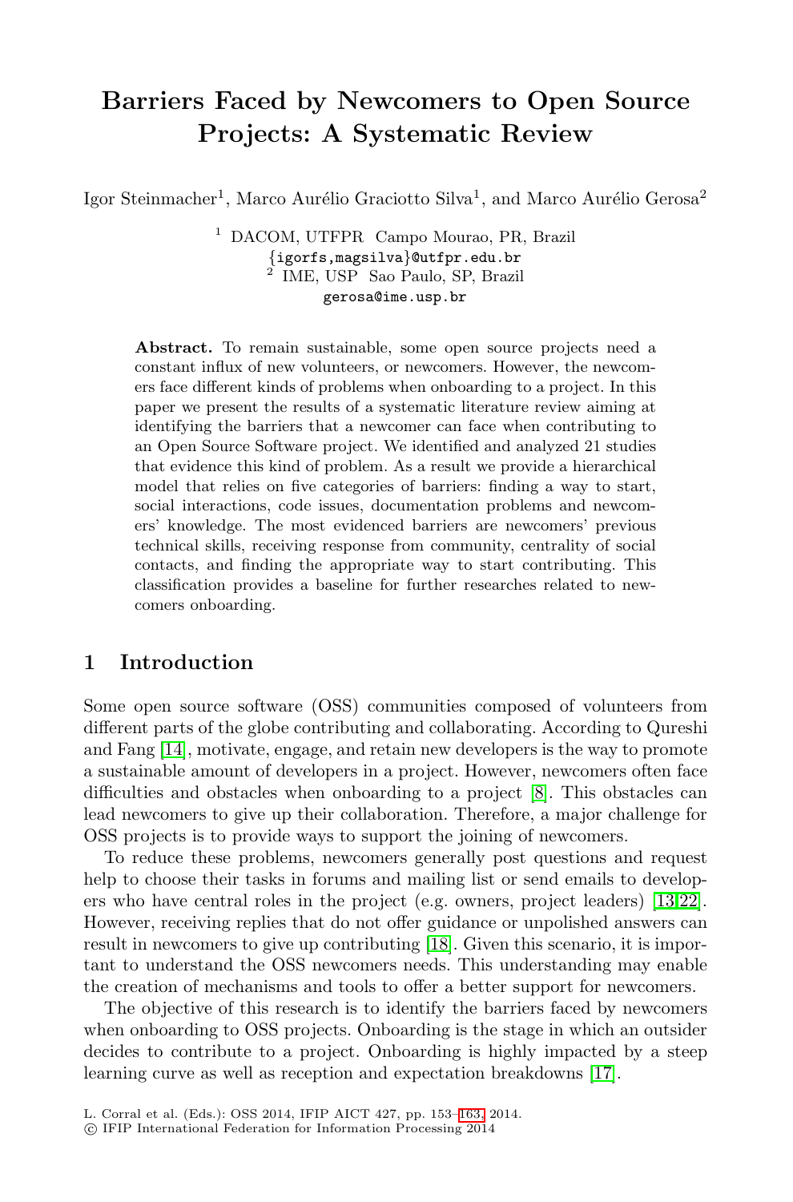# Barriers Faced by Newcomers to Open Source Projects: A Systematic Review

Igor Steinmacher[1], Marco Aurélio Graciotto Silva[1], and Marco Aurélio Gerosa[2]

[1] DACOM, UTFPR Campo Mourao, PR, Brazil
{igorfs,magsilva}@utfpr.edu.br
[2] IME, USP Sao Paulo, SP, Brazil
gerosa@ime.usp.br

**Abstract.** To remain sustainable, some open source projects need a constant influx of new volunteers, or newcomers. However, the newcomers face different kinds of problems when onboarding to a project. In this paper we present the results of a systematic literature review aiming at identifying the barriers that a newcomer can face when contributing to an Open Source Software project. We identified and analyzed 21 studies that evidence this kind of problem. As a result we provide a hierarchical model that relies on five categories of barriers: finding a way to start, social interactions, code issues, documentation problems and newcomers' knowledge. The most evidenced barriers are newcomers' previous technical skills, receiving response from community, centrality of social contacts, and finding the appropriate way to start contributing. This classification provides a baseline for further researches related to newcomers onboarding.

## 1 Introduction

Some open source software (OSS) communities composed of volunteers from different parts of the globe contributing and collaborating. According to Qureshi and Fang [14], motivate, engage, and retain new developers is the way to promote a sustainable amount of developers in a project. However, newcomers often face difficulties and obstacles when onboarding to a project [8]. This obstacles can lead newcomers to give up their collaboration. Therefore, a major challenge for OSS projects is to provide ways to support the joining of newcomers.

To reduce these problems, newcomers generally post questions and request help to choose their tasks in forums and mailing list or send emails to developers who have central roles in the project (e.g. owners, project leaders) [13,22]. However, receiving replies that do not offer guidance or unpolished answers can result in newcomers to give up contributing [18]. Given this scenario, it is important to understand the OSS newcomers needs. This understanding may enable the creation of mechanisms and tools to offer a better support for newcomers.

The objective of this research is to identify the barriers faced by newcomers when onboarding to OSS projects. Onboarding is the stage in which an outsider decides to contribute to a project. Onboarding is highly impacted by a steep learning curve as well as reception and expectation breakdowns [17].

L. Corral et al. (Eds.): OSS 2014, IFIP AICT 427, pp. 153–163, 2014.
© IFIP International Federation for Information Processing 2014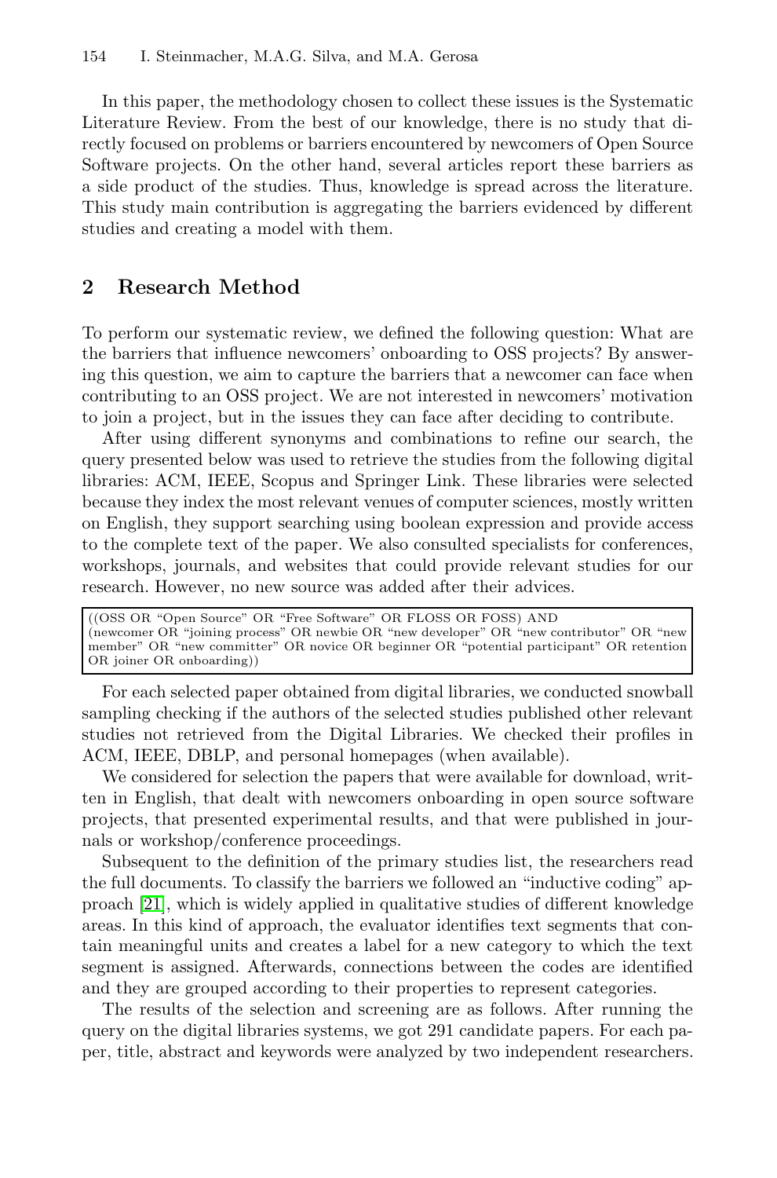In this paper, the methodology chosen to collect these issues is the Systematic Literature Review. From the best of our knowledge, there is no study that directly focused on problems or barriers encountered by newcomers of Open Source Software projects. On the other hand, several articles report these barriers as a side product of the studies. Thus, knowledge is spread across the literature. This study main contribution is aggregating the barriers evidenced by different studies and creating a model with them.

## 2 Research Method

To perform our systematic review, we defined the following question: What are the barriers that influence newcomers' onboarding to OSS projects? By answering this question, we aim to capture the barriers that a newcomer can face when contributing to an OSS project. We are not interested in newcomers' motivation to join a project, but in the issues they can face after deciding to contribute.

After using different synonyms and combinations to refine our search, the query presented below was used to retrieve the studies from the following digital libraries: ACM, IEEE, Scopus and Springer Link. These libraries were selected because they index the most relevant venues of computer sciences, mostly written on English, they support searching using boolean expression and provide access to the complete text of the paper. We also consulted specialists for conferences, workshops, journals, and websites that could provide relevant studies for our research. However, no new source was added after their advices.

```
((OSS OR "Open Source" OR "Free Software" OR FLOSS OR FOSS) AND
(newcomer OR "joining process" OR newbie OR "new developer" OR "new contributor" OR "new
member" OR "new committer" OR novice OR beginner OR "potential participant" OR retention
OR joiner OR onboarding))
```

For each selected paper obtained from digital libraries, we conducted snowball sampling checking if the authors of the selected studies published other relevant studies not retrieved from the Digital Libraries. We checked their profiles in ACM, IEEE, DBLP, and personal homepages (when available).

We considered for selection the papers that were available for download, written in English, that dealt with newcomers onboarding in open source software projects, that presented experimental results, and that were published in journals or workshop/conference proceedings.

Subsequent to the definition of the primary studies list, the researchers read the full documents. To classify the barriers we followed an "inductive coding" approach [21], which is widely applied in qualitative studies of different knowledge areas. In this kind of approach, the evaluator identifies text segments that contain meaningful units and creates a label for a new category to which the text segment is assigned. Afterwards, connections between the codes are identified and they are grouped according to their properties to represent categories.

The results of the selection and screening are as follows. After running the query on the digital libraries systems, we got 291 candidate papers. For each paper, title, abstract and keywords were analyzed by two independent researchers.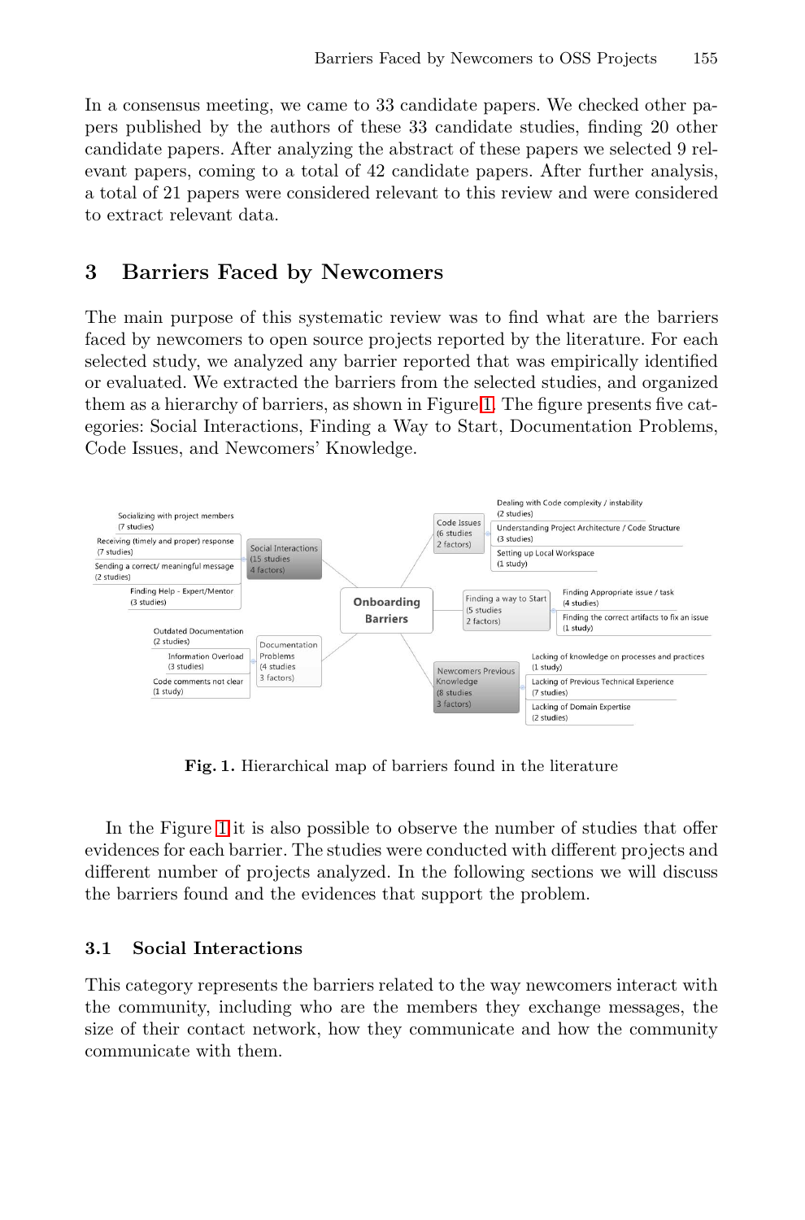In a consensus meeting, we came to 33 candidate papers. We checked other papers published by the authors of these 33 candidate studies, finding 20 other candidate papers. After analyzing the abstract of these papers we selected 9 relevant papers, coming to a total of 42 candidate papers. After further analysis, a total of 21 papers were considered relevant to this review and were considered to extract relevant data.

## 3 Barriers Faced by Newcomers

The main purpose of this systematic review was to find what are the barriers faced by newcomers to open source projects reported by the literature. For each selected study, we analyzed any barrier reported that was empirically identified or evaluated. We extracted the barriers from the selected studies, and organized them as a hierarchy of barriers, as shown in Figure 1. The figure presents five categories: Social Interactions, Finding a Way to Start, Documentation Problems, Code Issues, and Newcomers' Knowledge.

**Fig. 1.** Hierarchical map of barriers found in the literature

In the Figure 1 it is also possible to observe the number of studies that offer evidences for each barrier. The studies were conducted with different projects and different number of projects analyzed. In the following sections we will discuss the barriers found and the evidences that support the problem.

### 3.1 Social Interactions

This category represents the barriers related to the way newcomers interact with the community, including who are the members they exchange messages, the size of their contact network, how they communicate and how the community communicate with them.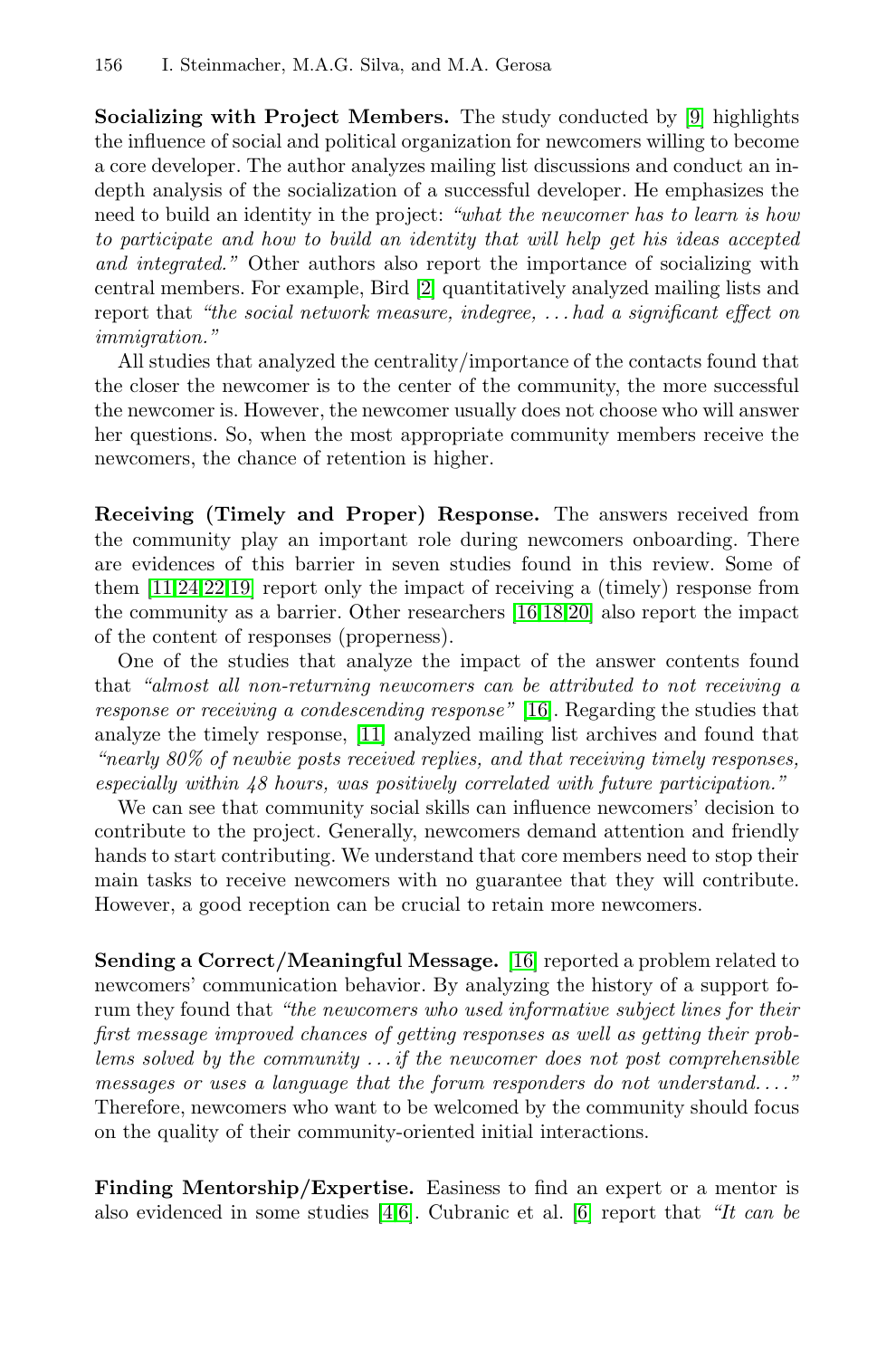**Socializing with Project Members.** The study conducted by [9] highlights the influence of social and political organization for newcomers willing to become a core developer. The author analyzes mailing list discussions and conduct an in-depth analysis of the socialization of a successful developer. He emphasizes the need to build an identity in the project: *"what the newcomer has to learn is how to participate and how to build an identity that will help get his ideas accepted and integrated."* Other authors also report the importance of socializing with central members. For example, Bird [2] quantitatively analyzed mailing lists and report that *"the social network measure, indegree, ... had a significant effect on immigration."*

All studies that analyzed the centrality/importance of the contacts found that the closer the newcomer is to the center of the community, the more successful the newcomer is. However, the newcomer usually does not choose who will answer her questions. So, when the most appropriate community members receive the newcomers, the chance of retention is higher.

**Receiving (Timely and Proper) Response.** The answers received from the community play an important role during newcomers onboarding. There are evidences of this barrier in seven studies found in this review. Some of them [11,24,22,19] report only the impact of receiving a (timely) response from the community as a barrier. Other researchers [16,18,20] also report the impact of the content of responses (properness).

One of the studies that analyze the impact of the answer contents found that *"almost all non-returning newcomers can be attributed to not receiving a response or receiving a condescending response"* [16]. Regarding the studies that analyze the timely response, [11] analyzed mailing list archives and found that *"nearly 80% of newbie posts received replies, and that receiving timely responses, especially within 48 hours, was positively correlated with future participation."*

We can see that community social skills can influence newcomers' decision to contribute to the project. Generally, newcomers demand attention and friendly hands to start contributing. We understand that core members need to stop their main tasks to receive newcomers with no guarantee that they will contribute. However, a good reception can be crucial to retain more newcomers.

**Sending a Correct/Meaningful Message.** [16] reported a problem related to newcomers' communication behavior. By analyzing the history of a support forum they found that *"the newcomers who used informative subject lines for their first message improved chances of getting responses as well as getting their problems solved by the community ... if the newcomer does not post comprehensible messages or uses a language that the forum responders do not understand. ..."* Therefore, newcomers who want to be welcomed by the community should focus on the quality of their community-oriented initial interactions.

**Finding Mentorship/Expertise.** Easiness to find an expert or a mentor is also evidenced in some studies [4,6]. Cubranic et al. [6] report that *"It can be*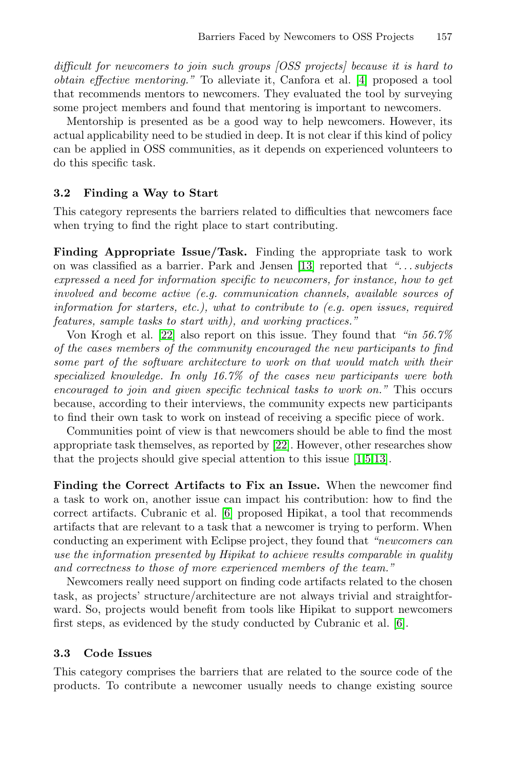*difficult for newcomers to join such groups [OSS projects] because it is hard to obtain effective mentoring."* To alleviate it, Canfora et al. [4] proposed a tool that recommends mentors to newcomers. They evaluated the tool by surveying some project members and found that mentoring is important to newcomers.

Mentorship is presented as be a good way to help newcomers. However, its actual applicability need to be studied in deep. It is not clear if this kind of policy can be applied in OSS communities, as it depends on experienced volunteers to do this specific task.

### 3.2 Finding a Way to Start

This category represents the barriers related to difficulties that newcomers face when trying to find the right place to start contributing.

**Finding Appropriate Issue/Task.** Finding the appropriate task to work on was classified as a barrier. Park and Jensen [13] reported that *"... subjects expressed a need for information specific to newcomers, for instance, how to get involved and become active (e.g. communication channels, available sources of information for starters, etc.), what to contribute to (e.g. open issues, required features, sample tasks to start with), and working practices."*

Von Krogh et al. [22] also report on this issue. They found that *"in 56.7% of the cases members of the community encouraged the new participants to find some part of the software architecture to work on that would match with their specialized knowledge. In only 16.7% of the cases new participants were both encouraged to join and given specific technical tasks to work on."* This occurs because, according to their interviews, the community expects new participants to find their own task to work on instead of receiving a specific piece of work.

Communities point of view is that newcomers should be able to find the most appropriate task themselves, as reported by [22]. However, other researches show that the projects should give special attention to this issue [1,5,13].

**Finding the Correct Artifacts to Fix an Issue.** When the newcomer find a task to work on, another issue can impact his contribution: how to find the correct artifacts. Cubranic et al. [6] proposed Hipikat, a tool that recommends artifacts that are relevant to a task that a newcomer is trying to perform. When conducting an experiment with Eclipse project, they found that *"newcomers can use the information presented by Hipikat to achieve results comparable in quality and correctness to those of more experienced members of the team."*

Newcomers really need support on finding code artifacts related to the chosen task, as projects' structure/architecture are not always trivial and straightforward. So, projects would benefit from tools like Hipikat to support newcomers first steps, as evidenced by the study conducted by Cubranic et al. [6].

### 3.3 Code Issues

This category comprises the barriers that are related to the source code of the products. To contribute a newcomer usually needs to change existing source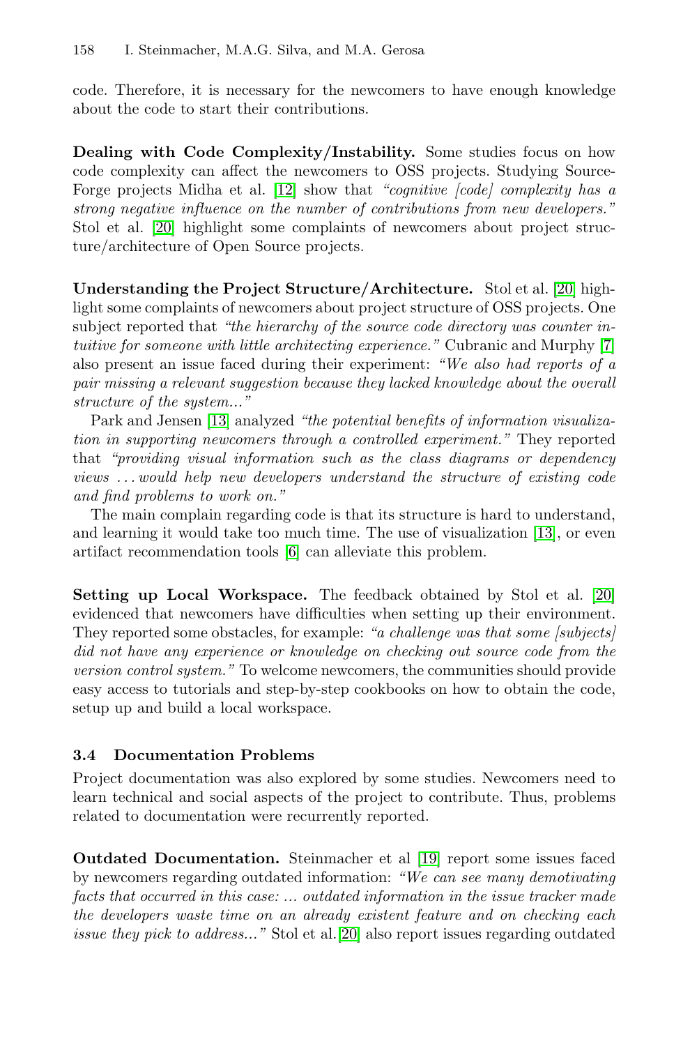code. Therefore, it is necessary for the newcomers to have enough knowledge about the code to start their contributions.

**Dealing with Code Complexity/Instability.** Some studies focus on how code complexity can affect the newcomers to OSS projects. Studying SourceForge projects Midha et al. [12] show that *"cognitive [code] complexity has a strong negative influence on the number of contributions from new developers."* Stol et al. [20] highlight some complaints of newcomers about project structure/architecture of Open Source projects.

**Understanding the Project Structure/Architecture.** Stol et al. [20] highlight some complaints of newcomers about project structure of OSS projects. One subject reported that *"the hierarchy of the source code directory was counter intuitive for someone with little architecting experience."* Cubranic and Murphy [7] also present an issue faced during their experiment: *"We also had reports of a pair missing a relevant suggestion because they lacked knowledge about the overall structure of the system..."*

Park and Jensen [13] analyzed *"the potential benefits of information visualization in supporting newcomers through a controlled experiment."* They reported that *"providing visual information such as the class diagrams or dependency views ... would help new developers understand the structure of existing code and find problems to work on."*

The main complain regarding code is that its structure is hard to understand, and learning it would take too much time. The use of visualization [13], or even artifact recommendation tools [6] can alleviate this problem.

**Setting up Local Workspace.** The feedback obtained by Stol et al. [20] evidenced that newcomers have difficulties when setting up their environment. They reported some obstacles, for example: *"a challenge was that some [subjects] did not have any experience or knowledge on checking out source code from the version control system."* To welcome newcomers, the communities should provide easy access to tutorials and step-by-step cookbooks on how to obtain the code, setup up and build a local workspace.

### 3.4 Documentation Problems

Project documentation was also explored by some studies. Newcomers need to learn technical and social aspects of the project to contribute. Thus, problems related to documentation were recurrently reported.

**Outdated Documentation.** Steinmacher et al [19] report some issues faced by newcomers regarding outdated information: *"We can see many demotivating facts that occurred in this case: ... outdated information in the issue tracker made the developers waste time on an already existent feature and on checking each issue they pick to address..."* Stol et al. [20] also report issues regarding outdated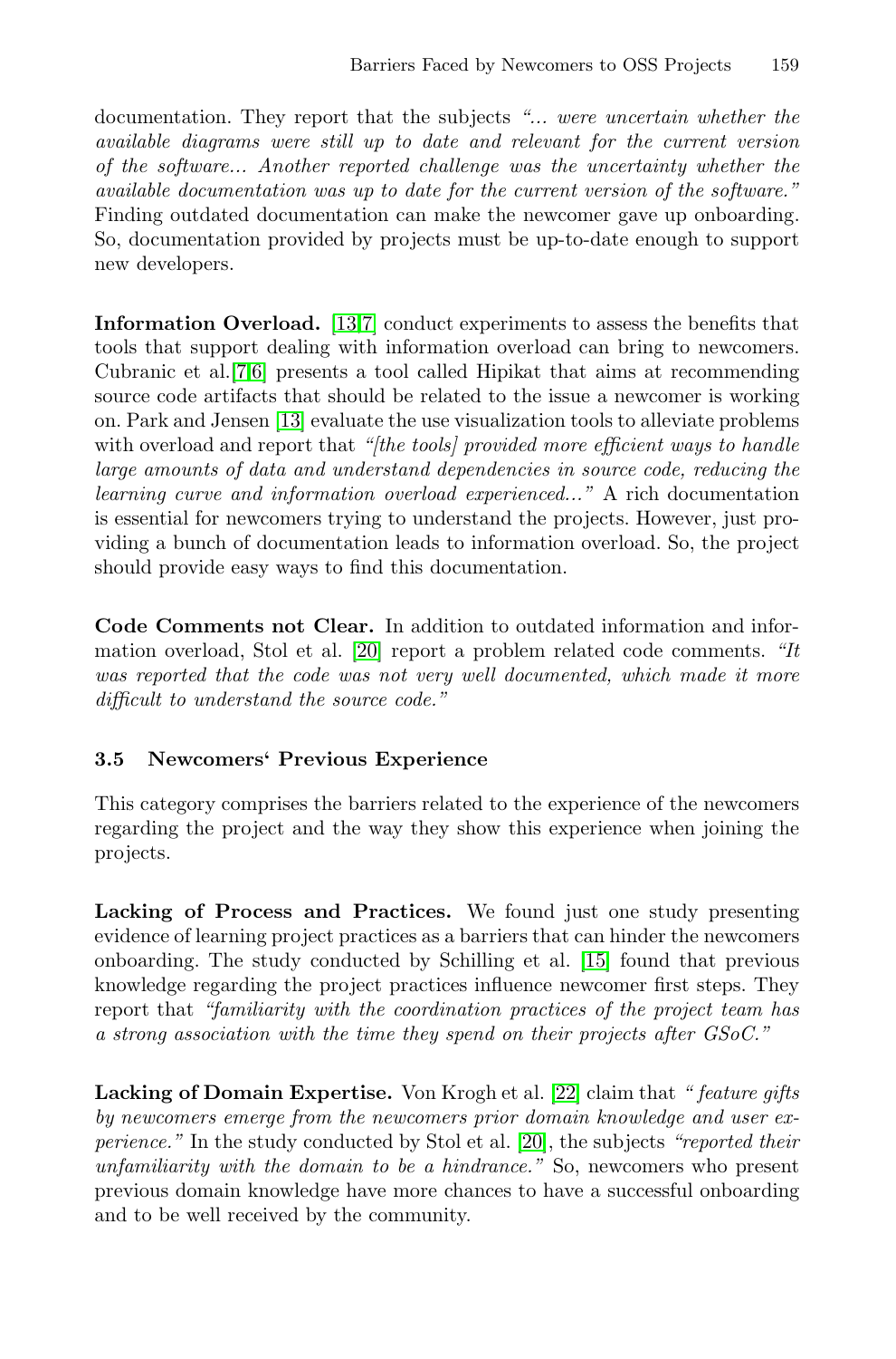documentation. They report that the subjects *"... were uncertain whether the available diagrams were still up to date and relevant for the current version of the software... Another reported challenge was the uncertainty whether the available documentation was up to date for the current version of the software."* Finding outdated documentation can make the newcomer gave up onboarding. So, documentation provided by projects must be up-to-date enough to support new developers.

**Information Overload.** [13,7] conduct experiments to assess the benefits that tools that support dealing with information overload can bring to newcomers. Cubranic et al.[7,6] presents a tool called Hipikat that aims at recommending source code artifacts that should be related to the issue a newcomer is working on. Park and Jensen [13] evaluate the use visualization tools to alleviate problems with overload and report that *"[the tools] provided more efficient ways to handle large amounts of data and understand dependencies in source code, reducing the learning curve and information overload experienced..."* A rich documentation is essential for newcomers trying to understand the projects. However, just providing a bunch of documentation leads to information overload. So, the project should provide easy ways to find this documentation.

**Code Comments not Clear.** In addition to outdated information and information overload, Stol et al. [20] report a problem related code comments. *"It was reported that the code was not very well documented, which made it more difficult to understand the source code."*

### 3.5 Newcomers' Previous Experience

This category comprises the barriers related to the experience of the newcomers regarding the project and the way they show this experience when joining the projects.

**Lacking of Process and Practices.** We found just one study presenting evidence of learning project practices as a barriers that can hinder the newcomers onboarding. The study conducted by Schilling et al. [15] found that previous knowledge regarding the project practices influence newcomer first steps. They report that *"familiarity with the coordination practices of the project team has a strong association with the time they spend on their projects after GSoC."*

**Lacking of Domain Expertise.** Von Krogh et al. [22] claim that *" feature gifts by newcomers emerge from the newcomers prior domain knowledge and user experience."* In the study conducted by Stol et al. [20], the subjects *"reported their unfamiliarity with the domain to be a hindrance."* So, newcomers who present previous domain knowledge have more chances to have a successful onboarding and to be well received by the community.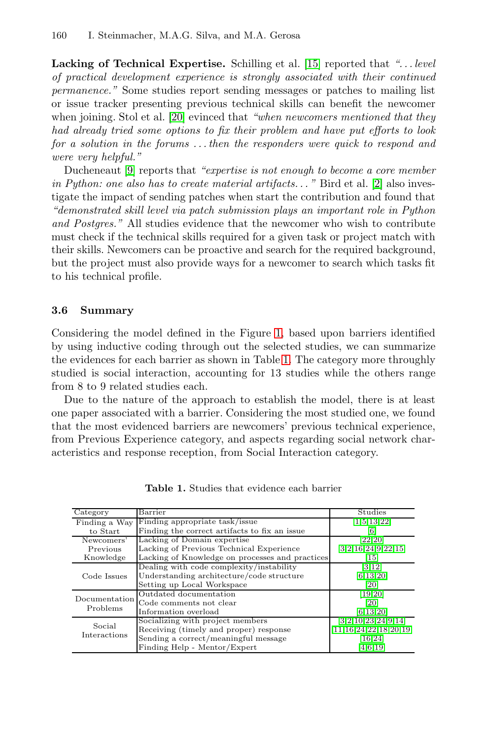**Lacking of Technical Expertise.** Schilling et al. [15] reported that *"... level of practical development experience is strongly associated with their continued permanence."* Some studies report sending messages or patches to mailing list or issue tracker presenting previous technical skills can benefit the newcomer when joining. Stol et al. [20] evinced that *"when newcomers mentioned that they had already tried some options to fix their problem and have put efforts to look for a solution in the forums ... then the responders were quick to respond and were very helpful."*

Ducheneaut [9] reports that *"expertise is not enough to become a core member in Python: one also has to create material artifacts..."* Bird et al. [2] also investigate the impact of sending patches when start the contribution and found that *"demonstrated skill level via patch submission plays an important role in Python and Postgres."* All studies evidence that the newcomer who wish to contribute must check if the technical skills required for a given task or project match with their skills. Newcomers can be proactive and search for the required background, but the project must also provide ways for a newcomer to search which tasks fit to his technical profile.

### 3.6 Summary

Considering the model defined in the Figure 1, based upon barriers identified by using inductive coding through out the selected studies, we can summarize the evidences for each barrier as shown in Table 1. The category more throughly studied is social interaction, accounting for 13 studies while the others range from 8 to 9 related studies each.

Due to the nature of the approach to establish the model, there is at least one paper associated with a barrier. Considering the most studied one, we found that the most evidenced barriers are newcomers' previous technical experience, from Previous Experience category, and aspects regarding social network characteristics and response reception, from Social Interaction category.

**Table 1.** Studies that evidence each barrier

| Category | Barrier | Studies |
|---|---|---|
| Finding a Way to Start | Finding appropriate task/issue | [1][5][13][22] |
| | Finding the correct artifacts to fix an issue | [6] |
| Newcomers' Previous Knowledge | Lacking of Domain expertise | [22][20] |
| | Lacking of Previous Technical Experience | [3][2][16][24][9][22][15] |
| | Lacking of Knowledge on processes and practices | [15] |
| Code Issues | Dealing with code complexity/instability | [3][12] |
| | Understanding architecture/code structure | [6][13][20] |
| | Setting up Local Workspace | [20] |
| Documentation Problems | Outdated documentation | [19][20] |
| | Code comments not clear | [20] |
| | Information overload | [6][13][20] |
| Social Interactions | Socializing with project members | [3][2][10][23][24][9][14] |
| | Receiving (timely and proper) response | [11][16][24][22][18][20][19] |
| | Sending a correct/meaningful message | [16][24] |
| | Finding Help - Mentor/Expert | [4][6][19] |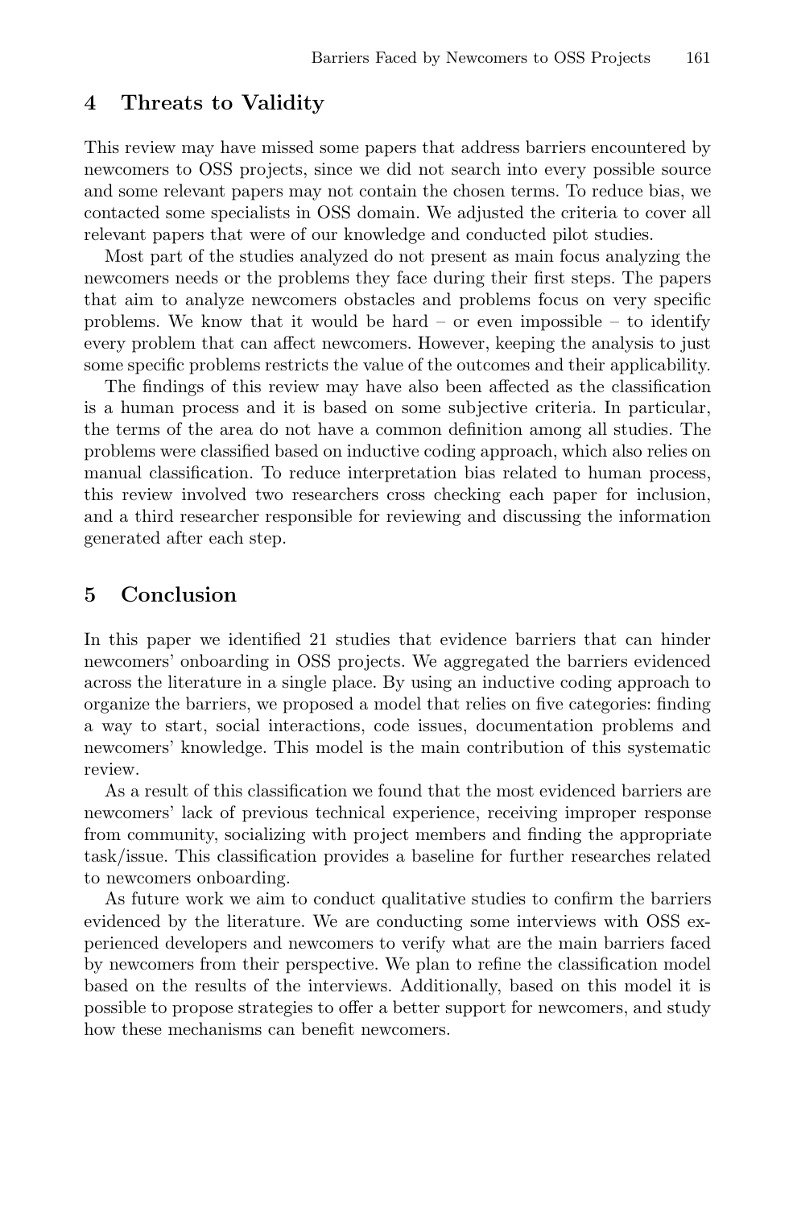## 4 Threats to Validity

This review may have missed some papers that address barriers encountered by newcomers to OSS projects, since we did not search into every possible source and some relevant papers may not contain the chosen terms. To reduce bias, we contacted some specialists in OSS domain. We adjusted the criteria to cover all relevant papers that were of our knowledge and conducted pilot studies.

Most part of the studies analyzed do not present as main focus analyzing the newcomers needs or the problems they face during their first steps. The papers that aim to analyze newcomers obstacles and problems focus on very specific problems. We know that it would be hard – or even impossible – to identify every problem that can affect newcomers. However, keeping the analysis to just some specific problems restricts the value of the outcomes and their applicability.

The findings of this review may have also been affected as the classification is a human process and it is based on some subjective criteria. In particular, the terms of the area do not have a common definition among all studies. The problems were classified based on inductive coding approach, which also relies on manual classification. To reduce interpretation bias related to human process, this review involved two researchers cross checking each paper for inclusion, and a third researcher responsible for reviewing and discussing the information generated after each step.

## 5 Conclusion

In this paper we identified 21 studies that evidence barriers that can hinder newcomers' onboarding in OSS projects. We aggregated the barriers evidenced across the literature in a single place. By using an inductive coding approach to organize the barriers, we proposed a model that relies on five categories: finding a way to start, social interactions, code issues, documentation problems and newcomers' knowledge. This model is the main contribution of this systematic review.

As a result of this classification we found that the most evidenced barriers are newcomers' lack of previous technical experience, receiving improper response from community, socializing with project members and finding the appropriate task/issue. This classification provides a baseline for further researches related to newcomers onboarding.

As future work we aim to conduct qualitative studies to confirm the barriers evidenced by the literature. We are conducting some interviews with OSS experienced developers and newcomers to verify what are the main barriers faced by newcomers from their perspective. We plan to refine the classification model based on the results of the interviews. Additionally, based on this model it is possible to propose strategies to offer a better support for newcomers, and study how these mechanisms can benefit newcomers.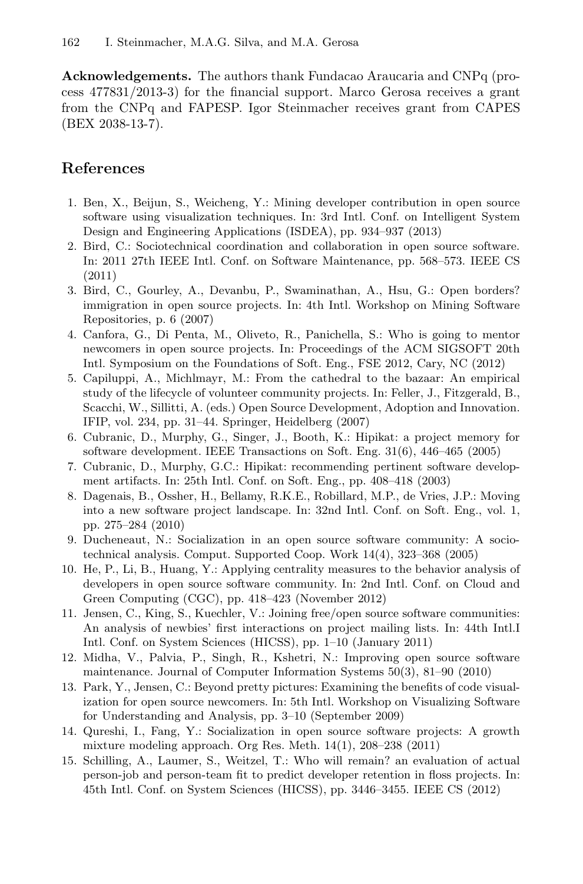**Acknowledgements.** The authors thank Fundacao Araucaria and CNPq (process 477831/2013-3) for the financial support. Marco Gerosa receives a grant from the CNPq and FAPESP. Igor Steinmacher receives grant from CAPES (BEX 2038-13-7).

## References

1. Ben, X., Beijun, S., Weicheng, Y.: Mining developer contribution in open source software using visualization techniques. In: 3rd Intl. Conf. on Intelligent System Design and Engineering Applications (ISDEA), pp. 934–937 (2013)
2. Bird, C.: Sociotechnical coordination and collaboration in open source software. In: 2011 27th IEEE Intl. Conf. on Software Maintenance, pp. 568–573. IEEE CS (2011)
3. Bird, C., Gourley, A., Devanbu, P., Swaminathan, A., Hsu, G.: Open borders? immigration in open source projects. In: 4th Intl. Workshop on Mining Software Repositories, p. 6 (2007)
4. Canfora, G., Di Penta, M., Oliveto, R., Panichella, S.: Who is going to mentor newcomers in open source projects. In: Proceedings of the ACM SIGSOFT 20th Intl. Symposium on the Foundations of Soft. Eng., FSE 2012, Cary, NC (2012)
5. Capiluppi, A., Michlmayr, M.: From the cathedral to the bazaar: An empirical study of the lifecycle of volunteer community projects. In: Feller, J., Fitzgerald, B., Scacchi, W., Sillitti, A. (eds.) Open Source Development, Adoption and Innovation. IFIP, vol. 234, pp. 31–44. Springer, Heidelberg (2007)
6. Cubranic, D., Murphy, G., Singer, J., Booth, K.: Hipikat: a project memory for software development. IEEE Transactions on Soft. Eng. 31(6), 446–465 (2005)
7. Cubranic, D., Murphy, G.C.: Hipikat: recommending pertinent software development artifacts. In: 25th Intl. Conf. on Soft. Eng., pp. 408–418 (2003)
8. Dagenais, B., Ossher, H., Bellamy, R.K.E., Robillard, M.P., de Vries, J.P.: Moving into a new software project landscape. In: 32nd Intl. Conf. on Soft. Eng., vol. 1, pp. 275–284 (2010)
9. Ducheneaut, N.: Socialization in an open source software community: A socio-technical analysis. Comput. Supported Coop. Work 14(4), 323–368 (2005)
10. He, P., Li, B., Huang, Y.: Applying centrality measures to the behavior analysis of developers in open source software community. In: 2nd Intl. Conf. on Cloud and Green Computing (CGC), pp. 418–423 (November 2012)
11. Jensen, C., King, S., Kuechler, V.: Joining free/open source software communities: An analysis of newbies' first interactions on project mailing lists. In: 44th Intl.I Intl. Conf. on System Sciences (HICSS), pp. 1–10 (January 2011)
12. Midha, V., Palvia, P., Singh, R., Kshetri, N.: Improving open source software maintenance. Journal of Computer Information Systems 50(3), 81–90 (2010)
13. Park, Y., Jensen, C.: Beyond pretty pictures: Examining the benefits of code visualization for open source newcomers. In: 5th Intl. Workshop on Visualizing Software for Understanding and Analysis, pp. 3–10 (September 2009)
14. Qureshi, I., Fang, Y.: Socialization in open source software projects: A growth mixture modeling approach. Org Res. Meth. 14(1), 208–238 (2011)
15. Schilling, A., Laumer, S., Weitzel, T.: Who will remain? an evaluation of actual person-job and person-team fit to predict developer retention in floss projects. In: 45th Intl. Conf. on System Sciences (HICSS), pp. 3446–3455. IEEE CS (2012)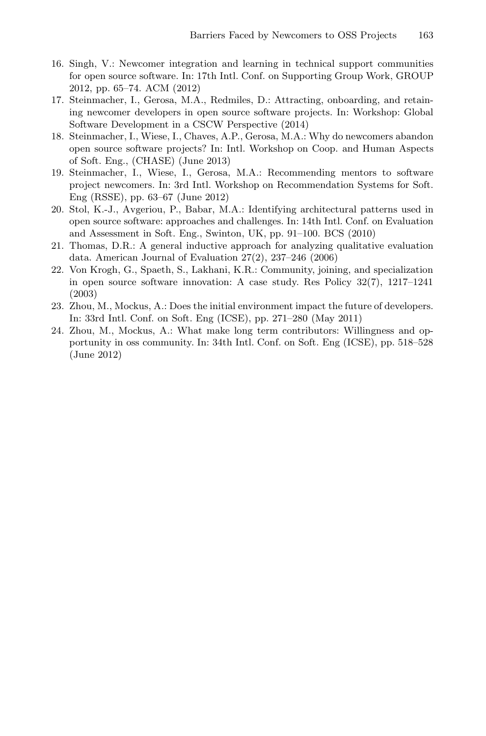16. Singh, V.: Newcomer integration and learning in technical support communities for open source software. In: 17th Intl. Conf. on Supporting Group Work, GROUP 2012, pp. 65–74. ACM (2012)
17. Steinmacher, I., Gerosa, M.A., Redmiles, D.: Attracting, onboarding, and retaining newcomer developers in open source software projects. In: Workshop: Global Software Development in a CSCW Perspective (2014)
18. Steinmacher, I., Wiese, I., Chaves, A.P., Gerosa, M.A.: Why do newcomers abandon open source software projects? In: Intl. Workshop on Coop. and Human Aspects of Soft. Eng., (CHASE) (June 2013)
19. Steinmacher, I., Wiese, I., Gerosa, M.A.: Recommending mentors to software project newcomers. In: 3rd Intl. Workshop on Recommendation Systems for Soft. Eng (RSSE), pp. 63–67 (June 2012)
20. Stol, K.-J., Avgeriou, P., Babar, M.A.: Identifying architectural patterns used in open source software: approaches and challenges. In: 14th Intl. Conf. on Evaluation and Assessment in Soft. Eng., Swinton, UK, pp. 91–100. BCS (2010)
21. Thomas, D.R.: A general inductive approach for analyzing qualitative evaluation data. American Journal of Evaluation 27(2), 237–246 (2006)
22. Von Krogh, G., Spaeth, S., Lakhani, K.R.: Community, joining, and specialization in open source software innovation: A case study. Res Policy 32(7), 1217–1241 (2003)
23. Zhou, M., Mockus, A.: Does the initial environment impact the future of developers. In: 33rd Intl. Conf. on Soft. Eng (ICSE), pp. 271–280 (May 2011)
24. Zhou, M., Mockus, A.: What make long term contributors: Willingness and opportunity in oss community. In: 34th Intl. Conf. on Soft. Eng (ICSE), pp. 518–528 (June 2012)